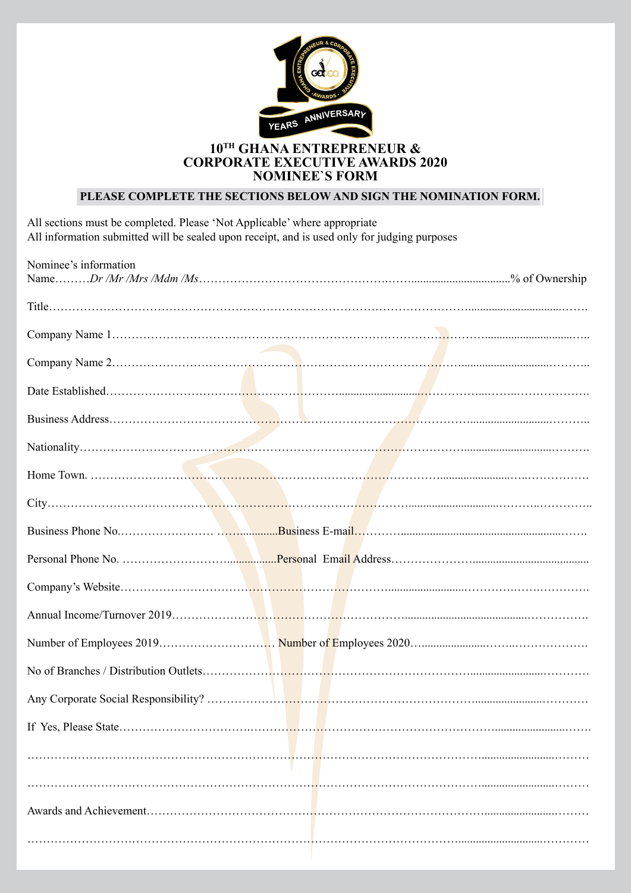# 10TH GHANA ENTREPRENEUR & CORPORATE EXECUTIVE AWARDS 2020

## NOMINEE`S FORM

**PLEASE COMPLETE THE SECTIONS BELOW AND SIGN THE NOMINATION FORM.**

All sections must be completed. Please 'Not Applicable' where appropriate
All information submitted will be sealed upon receipt, and is used only for judging purposes

Nominee's information

Name………*Dr /Mr /Mrs /Mdm /Ms*……………………………………………………………% of Ownership

Title……………………………………………………………………………………………………

Company Name 1……………………………………………………………………………………

Company Name 2……………………………………………………………………………………

Date Established……………………………………………………………………………………

Business Address……………………………………………………………………………………

Nationality……………………………………………………………………………………………

Home Town. …………………………………………………………………………………………

City……………………………………………………………………………………………………

Business Phone No.……………………………Business E-mail………………………………………

Personal Phone No. ……………………………Personal Email Address………………………………

Company's Website…………………………………………………………………………………

Annual Income/Turnover 2019………………………………………………………………………

Number of Employees 2019……………………… Number of Employees 2020……………………

No of Branches / Distribution Outlets………………………………………………………………

Any Corporate Social Responsibility? ……………………………………………………………

If Yes, Please State…………………………………………………………………………………

……………………………………………………………………………………………………………

……………………………………………………………………………………………………………

Awards and Achievement……………………………………………………………………………

……………………………………………………………………………………………………………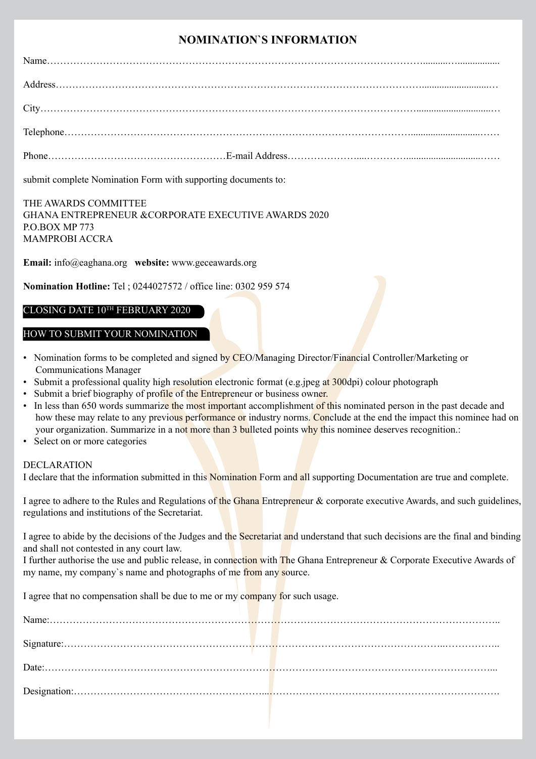## NOMINATION`S INFORMATION

Name……………………………………………………………………………………………………………..........…..................

Address……………………………………………………………………………………………………….............................…

City………………………………………………………………………………………………………..............................…

Telephone……………………………………………………………………………………………….............................……

Phone………………………………………………E-mail Address…………………....…………..............................……

submit complete Nomination Form with supporting documents to:

THE AWARDS COMMITTEE
GHANA ENTREPRENEUR &CORPORATE EXECUTIVE AWARDS 2020
P.O.BOX MP 773
MAMPROBI ACCRA

**Email:** info@eaghana.org **website:** www.geceawards.org

**Nomination Hotline:** Tel ; 0244027572 / office line: 0302 959 574

CLOSING DATE 10TH FEBRUARY 2020

HOW TO SUBMIT YOUR NOMINATION

- Nomination forms to be completed and signed by CEO/Managing Director/Financial Controller/Marketing or Communications Manager
- Submit a professional quality high resolution electronic format (e.g.jpeg at 300dpi) colour photograph
- Submit a brief biography of profile of the Entrepreneur or business owner.
- In less than 650 words summarize the most important accomplishment of this nominated person in the past decade and how these may relate to any previous performance or industry norms. Conclude at the end the impact this nominee had on your organization. Summarize in a not more than 3 bulleted points why this nominee deserves recognition.:
- Select on or more categories

DECLARATION

I declare that the information submitted in this Nomination Form and all supporting Documentation are true and complete.

I agree to adhere to the Rules and Regulations of the Ghana Entrepreneur & corporate executive Awards, and such guidelines, regulations and institutions of the Secretariat.

I agree to abide by the decisions of the Judges and the Secretariat and understand that such decisions are the final and binding and shall not contested in any court law.
I further authorise the use and public release, in connection with The Ghana Entrepreneur & Corporate Executive Awards of my name, my company`s name and photographs of me from any source.

I agree that no compensation shall be due to me or my company for such usage.

Name:………………………………………………………………………………………………………………………..

Signature:…………………………………………………………………………………………...……………..

Date:……………………………………………………………………………………………………………………...

Designation:…………………………………………………...…………………………………………………………….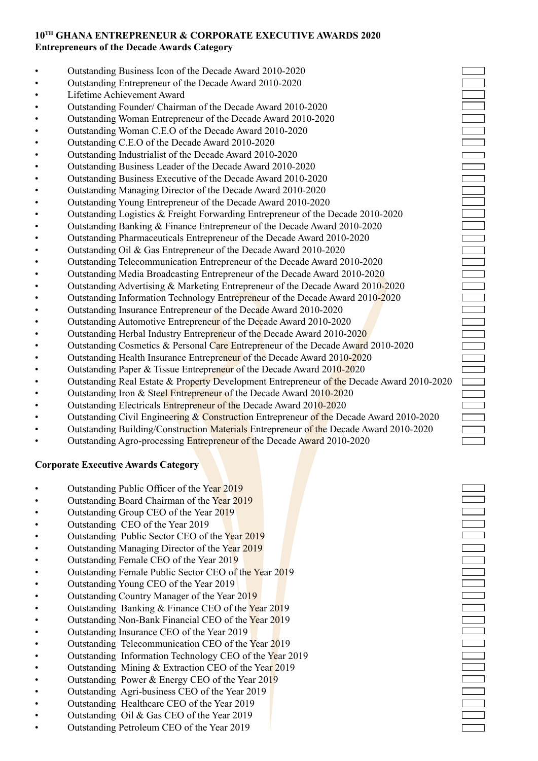**10[TH] GHANA ENTREPRENEUR & CORPORATE EXECUTIVE AWARDS 2020**
**Entrepreneurs of the Decade Awards Category**

- Outstanding Business Icon of the Decade Award 2010-2020
- Outstanding Entrepreneur of the Decade Award 2010-2020
- Lifetime Achievement Award
- Outstanding Founder/ Chairman of the Decade Award 2010-2020
- Outstanding Woman Entrepreneur of the Decade Award 2010-2020
- Outstanding Woman C.E.O of the Decade Award 2010-2020
- Outstanding C.E.O of the Decade Award 2010-2020
- Outstanding Industrialist of the Decade Award 2010-2020
- Outstanding Business Leader of the Decade Award 2010-2020
- Outstanding Business Executive of the Decade Award 2010-2020
- Outstanding Managing Director of the Decade Award 2010-2020
- Outstanding Young Entrepreneur of the Decade Award 2010-2020
- Outstanding Logistics & Freight Forwarding Entrepreneur of the Decade 2010-2020
- Outstanding Banking & Finance Entrepreneur of the Decade Award 2010-2020
- Outstanding Pharmaceuticals Entrepreneur of the Decade Award 2010-2020
- Outstanding Oil & Gas Entrepreneur of the Decade Award 2010-2020
- Outstanding Telecommunication Entrepreneur of the Decade Award 2010-2020
- Outstanding Media Broadcasting Entrepreneur of the Decade Award 2010-2020
- Outstanding Advertising & Marketing Entrepreneur of the Decade Award 2010-2020
- Outstanding Information Technology Entrepreneur of the Decade Award 2010-2020
- Outstanding Insurance Entrepreneur of the Decade Award 2010-2020
- Outstanding Automotive Entrepreneur of the Decade Award 2010-2020
- Outstanding Herbal Industry Entrepreneur of the Decade Award 2010-2020
- Outstanding Cosmetics & Personal Care Entrepreneur of the Decade Award 2010-2020
- Outstanding Health Insurance Entrepreneur of the Decade Award 2010-2020
- Outstanding Paper & Tissue Entrepreneur of the Decade Award 2010-2020
- Outstanding Real Estate & Property Development Entrepreneur of the Decade Award 2010-2020
- Outstanding Iron & Steel Entrepreneur of the Decade Award 2010-2020
- Outstanding Electricals Entrepreneur of the Decade Award 2010-2020
- Outstanding Civil Engineering & Construction Entrepreneur of the Decade Award 2010-2020
- Outstanding Building/Construction Materials Entrepreneur of the Decade Award 2010-2020
- Outstanding Agro-processing Entrepreneur of the Decade Award 2010-2020

**Corporate Executive Awards Category**

- Outstanding Public Officer of the Year 2019
- Outstanding Board Chairman of the Year 2019
- Outstanding Group CEO of the Year 2019
- Outstanding CEO of the Year 2019
- Outstanding Public Sector CEO of the Year 2019
- Outstanding Managing Director of the Year 2019
- Outstanding Female CEO of the Year 2019
- Outstanding Female Public Sector CEO of the Year 2019
- Outstanding Young CEO of the Year 2019
- Outstanding Country Manager of the Year 2019
- Outstanding Banking & Finance CEO of the Year 2019
- Outstanding Non-Bank Financial CEO of the Year 2019
- Outstanding Insurance CEO of the Year 2019
- Outstanding Telecommunication CEO of the Year 2019
- Outstanding Information Technology CEO of the Year 2019
- Outstanding Mining & Extraction CEO of the Year 2019
- Outstanding Power & Energy CEO of the Year 2019
- Outstanding Agri-business CEO of the Year 2019
- Outstanding Healthcare CEO of the Year 2019
- Outstanding Oil & Gas CEO of the Year 2019
- Outstanding Petroleum CEO of the Year 2019